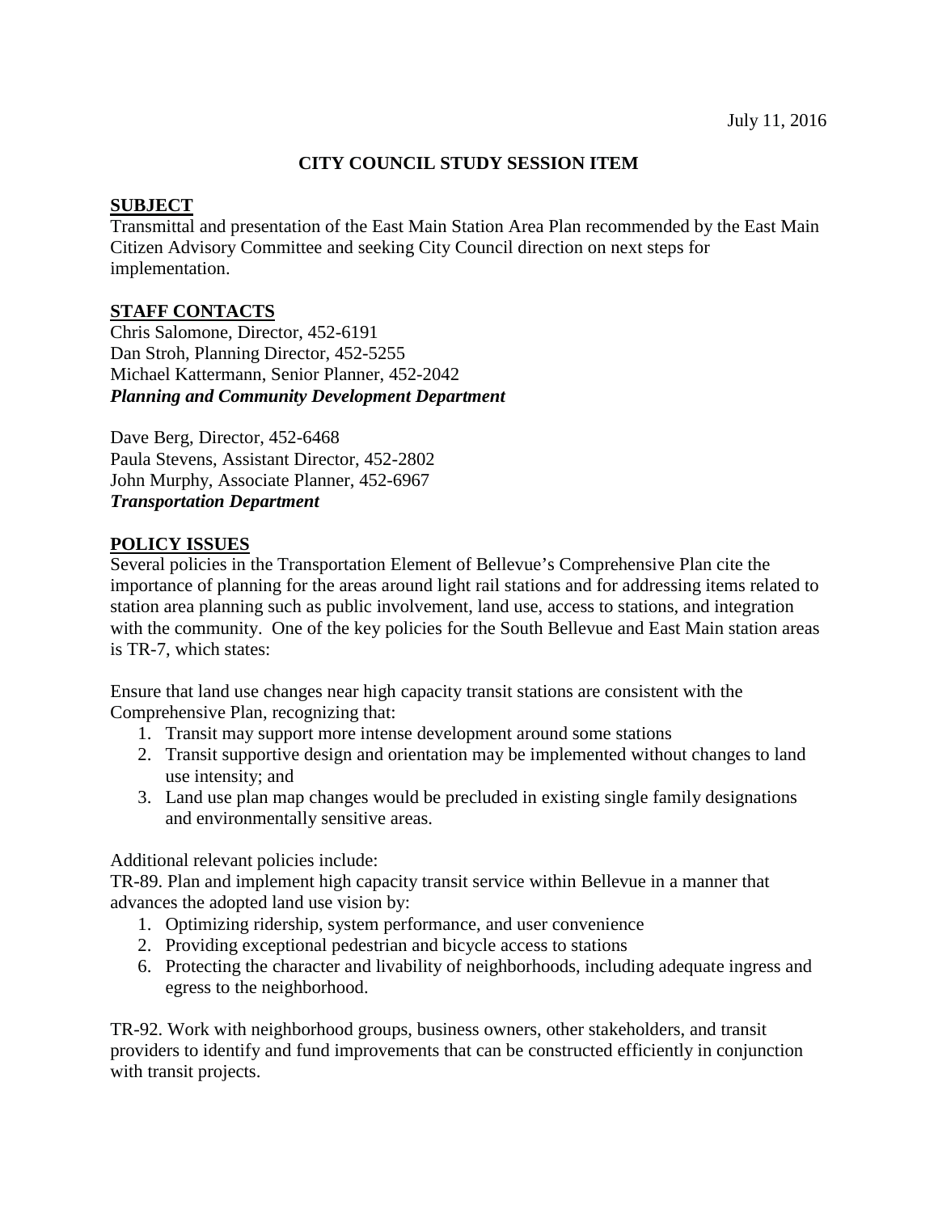July 11, 2016

## CITY COUNCIL STUDY SESSION ITEM

### SUBJECT

Transmittal and presentation of the East Main Station Area Plan recommended by the East Main Citizen Advisory Committee and seeking City Council direction on next steps for implementation.

### STAFF CONTACTS

Chris Salomone, Director, 452-6191
Dan Stroh, Planning Director, 452-5255
Michael Kattermann, Senior Planner, 452-2042
***Planning and Community Development Department***

Dave Berg, Director, 452-6468
Paula Stevens, Assistant Director, 452-2802
John Murphy, Associate Planner, 452-6967
***Transportation Department***

### POLICY ISSUES

Several policies in the Transportation Element of Bellevue's Comprehensive Plan cite the importance of planning for the areas around light rail stations and for addressing items related to station area planning such as public involvement, land use, access to stations, and integration with the community. One of the key policies for the South Bellevue and East Main station areas is TR-7, which states:

Ensure that land use changes near high capacity transit stations are consistent with the Comprehensive Plan, recognizing that:

1. Transit may support more intense development around some stations
2. Transit supportive design and orientation may be implemented without changes to land use intensity; and
3. Land use plan map changes would be precluded in existing single family designations and environmentally sensitive areas.

Additional relevant policies include:
TR-89. Plan and implement high capacity transit service within Bellevue in a manner that advances the adopted land use vision by:

1. Optimizing ridership, system performance, and user convenience
2. Providing exceptional pedestrian and bicycle access to stations
6. Protecting the character and livability of neighborhoods, including adequate ingress and egress to the neighborhood.

TR-92. Work with neighborhood groups, business owners, other stakeholders, and transit providers to identify and fund improvements that can be constructed efficiently in conjunction with transit projects.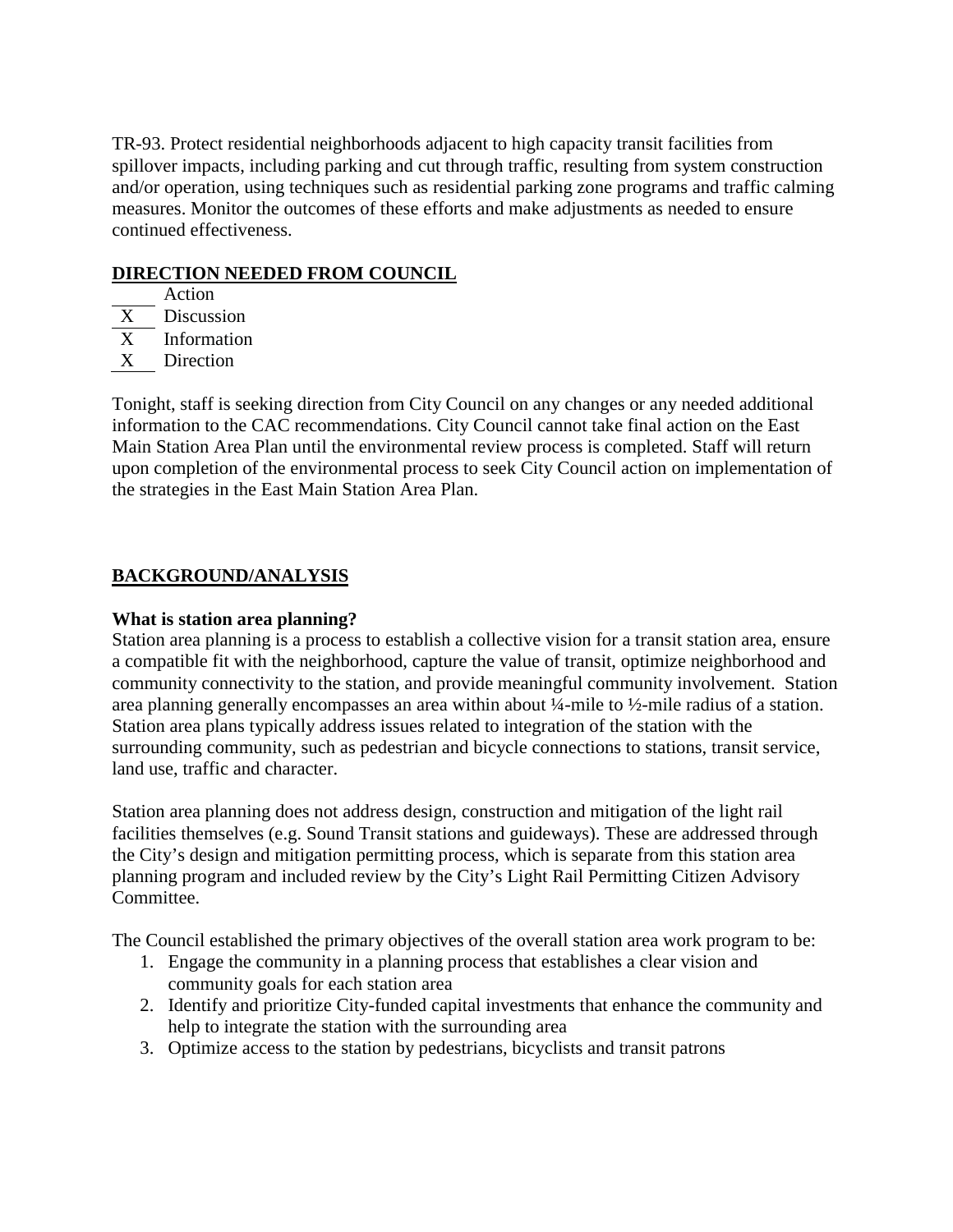TR-93. Protect residential neighborhoods adjacent to high capacity transit facilities from spillover impacts, including parking and cut through traffic, resulting from system construction and/or operation, using techniques such as residential parking zone programs and traffic calming measures. Monitor the outcomes of these efforts and make adjustments as needed to ensure continued effectiveness.

**DIRECTION NEEDED FROM COUNCIL**

\_\_\_\_ Action
\_X\_ Discussion
\_X\_ Information
\_X\_ Direction

Tonight, staff is seeking direction from City Council on any changes or any needed additional information to the CAC recommendations. City Council cannot take final action on the East Main Station Area Plan until the environmental review process is completed. Staff will return upon completion of the environmental process to seek City Council action on implementation of the strategies in the East Main Station Area Plan.

**BACKGROUND/ANALYSIS**

**What is station area planning?**

Station area planning is a process to establish a collective vision for a transit station area, ensure a compatible fit with the neighborhood, capture the value of transit, optimize neighborhood and community connectivity to the station, and provide meaningful community involvement. Station area planning generally encompasses an area within about ¼-mile to ½-mile radius of a station. Station area plans typically address issues related to integration of the station with the surrounding community, such as pedestrian and bicycle connections to stations, transit service, land use, traffic and character.

Station area planning does not address design, construction and mitigation of the light rail facilities themselves (e.g. Sound Transit stations and guideways). These are addressed through the City's design and mitigation permitting process, which is separate from this station area planning program and included review by the City's Light Rail Permitting Citizen Advisory Committee.

The Council established the primary objectives of the overall station area work program to be:

1. Engage the community in a planning process that establishes a clear vision and community goals for each station area
2. Identify and prioritize City-funded capital investments that enhance the community and help to integrate the station with the surrounding area
3. Optimize access to the station by pedestrians, bicyclists and transit patrons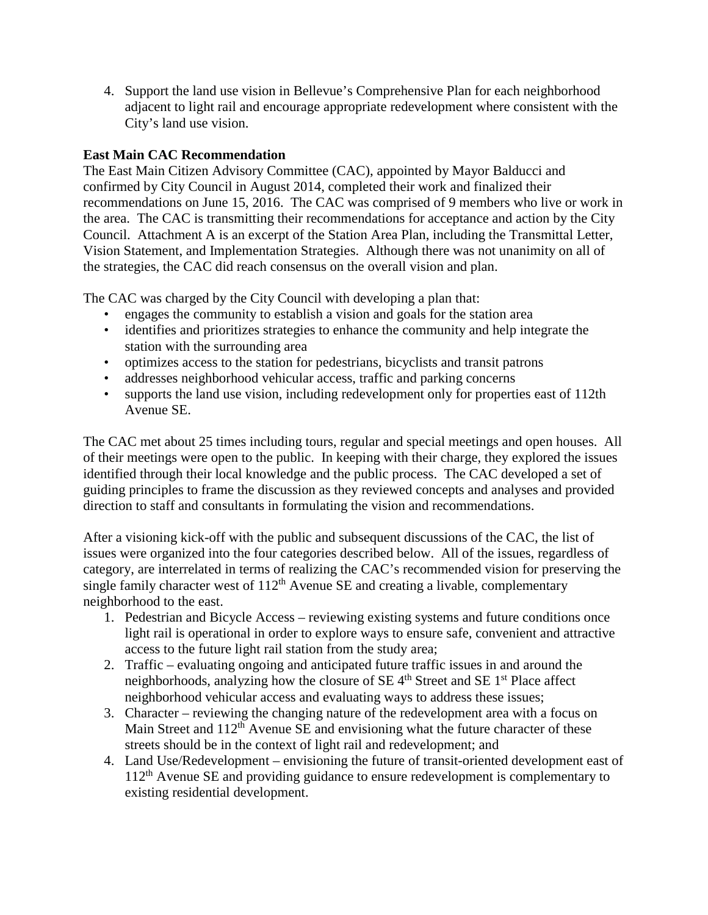4. Support the land use vision in Bellevue's Comprehensive Plan for each neighborhood adjacent to light rail and encourage appropriate redevelopment where consistent with the City's land use vision.

**East Main CAC Recommendation**

The East Main Citizen Advisory Committee (CAC), appointed by Mayor Balducci and confirmed by City Council in August 2014, completed their work and finalized their recommendations on June 15, 2016. The CAC was comprised of 9 members who live or work in the area. The CAC is transmitting their recommendations for acceptance and action by the City Council. Attachment A is an excerpt of the Station Area Plan, including the Transmittal Letter, Vision Statement, and Implementation Strategies. Although there was not unanimity on all of the strategies, the CAC did reach consensus on the overall vision and plan.

The CAC was charged by the City Council with developing a plan that:

- engages the community to establish a vision and goals for the station area
- identifies and prioritizes strategies to enhance the community and help integrate the station with the surrounding area
- optimizes access to the station for pedestrians, bicyclists and transit patrons
- addresses neighborhood vehicular access, traffic and parking concerns
- supports the land use vision, including redevelopment only for properties east of 112th Avenue SE.

The CAC met about 25 times including tours, regular and special meetings and open houses. All of their meetings were open to the public. In keeping with their charge, they explored the issues identified through their local knowledge and the public process. The CAC developed a set of guiding principles to frame the discussion as they reviewed concepts and analyses and provided direction to staff and consultants in formulating the vision and recommendations.

After a visioning kick-off with the public and subsequent discussions of the CAC, the list of issues were organized into the four categories described below. All of the issues, regardless of category, are interrelated in terms of realizing the CAC's recommended vision for preserving the single family character west of 112th Avenue SE and creating a livable, complementary neighborhood to the east.

1. Pedestrian and Bicycle Access – reviewing existing systems and future conditions once light rail is operational in order to explore ways to ensure safe, convenient and attractive access to the future light rail station from the study area;
2. Traffic – evaluating ongoing and anticipated future traffic issues in and around the neighborhoods, analyzing how the closure of SE 4th Street and SE 1st Place affect neighborhood vehicular access and evaluating ways to address these issues;
3. Character – reviewing the changing nature of the redevelopment area with a focus on Main Street and 112th Avenue SE and envisioning what the future character of these streets should be in the context of light rail and redevelopment; and
4. Land Use/Redevelopment – envisioning the future of transit-oriented development east of 112th Avenue SE and providing guidance to ensure redevelopment is complementary to existing residential development.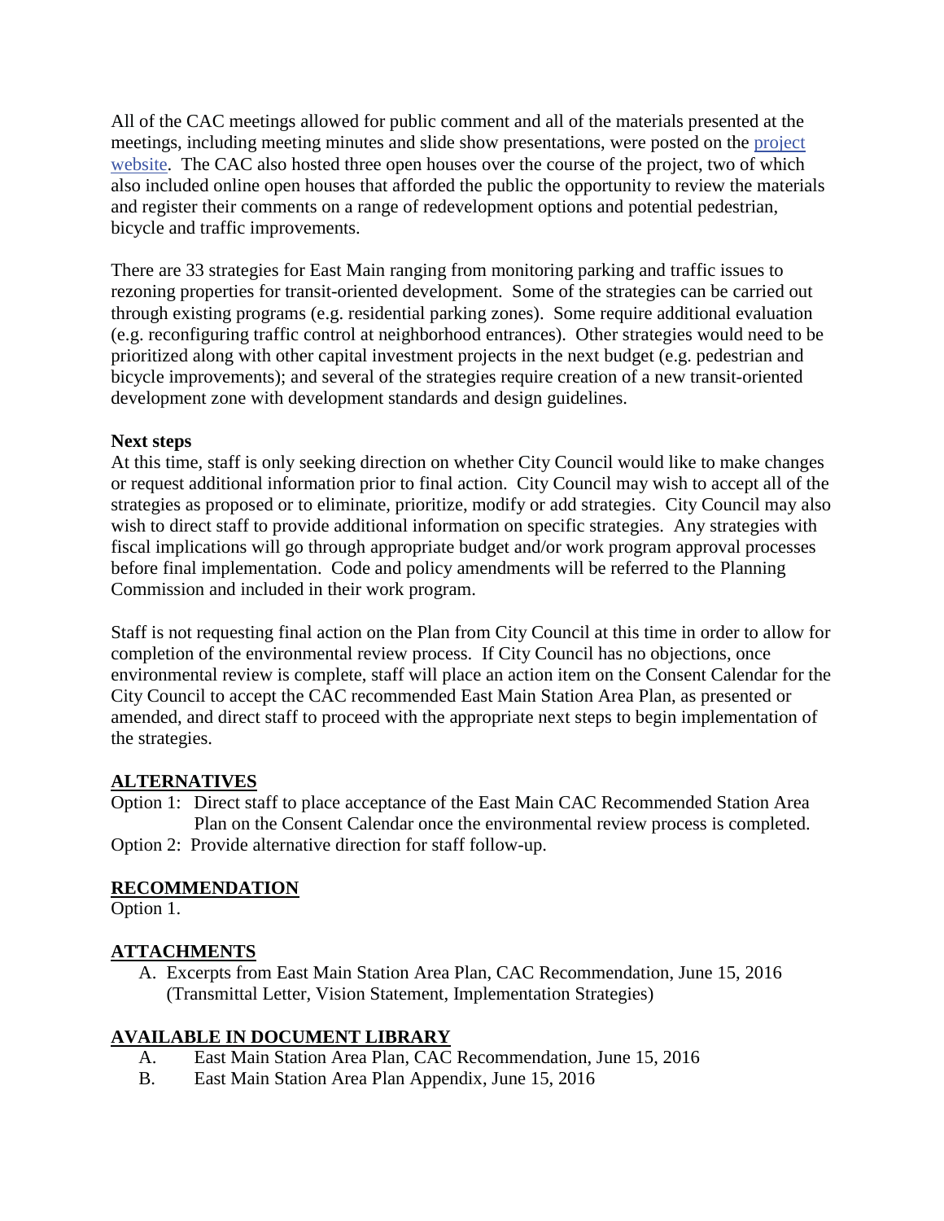All of the CAC meetings allowed for public comment and all of the materials presented at the meetings, including meeting minutes and slide show presentations, were posted on the project website. The CAC also hosted three open houses over the course of the project, two of which also included online open houses that afforded the public the opportunity to review the materials and register their comments on a range of redevelopment options and potential pedestrian, bicycle and traffic improvements.

There are 33 strategies for East Main ranging from monitoring parking and traffic issues to rezoning properties for transit-oriented development. Some of the strategies can be carried out through existing programs (e.g. residential parking zones). Some require additional evaluation (e.g. reconfiguring traffic control at neighborhood entrances). Other strategies would need to be prioritized along with other capital investment projects in the next budget (e.g. pedestrian and bicycle improvements); and several of the strategies require creation of a new transit-oriented development zone with development standards and design guidelines.

**Next steps**

At this time, staff is only seeking direction on whether City Council would like to make changes or request additional information prior to final action. City Council may wish to accept all of the strategies as proposed or to eliminate, prioritize, modify or add strategies. City Council may also wish to direct staff to provide additional information on specific strategies. Any strategies with fiscal implications will go through appropriate budget and/or work program approval processes before final implementation. Code and policy amendments will be referred to the Planning Commission and included in their work program.

Staff is not requesting final action on the Plan from City Council at this time in order to allow for completion of the environmental review process. If City Council has no objections, once environmental review is complete, staff will place an action item on the Consent Calendar for the City Council to accept the CAC recommended East Main Station Area Plan, as presented or amended, and direct staff to proceed with the appropriate next steps to begin implementation of the strategies.

## ALTERNATIVES

Option 1: Direct staff to place acceptance of the East Main CAC Recommended Station Area Plan on the Consent Calendar once the environmental review process is completed.

Option 2: Provide alternative direction for staff follow-up.

## RECOMMENDATION

Option 1.

## ATTACHMENTS

A. Excerpts from East Main Station Area Plan, CAC Recommendation, June 15, 2016 (Transmittal Letter, Vision Statement, Implementation Strategies)

## AVAILABLE IN DOCUMENT LIBRARY

A. East Main Station Area Plan, CAC Recommendation, June 15, 2016

B. East Main Station Area Plan Appendix, June 15, 2016